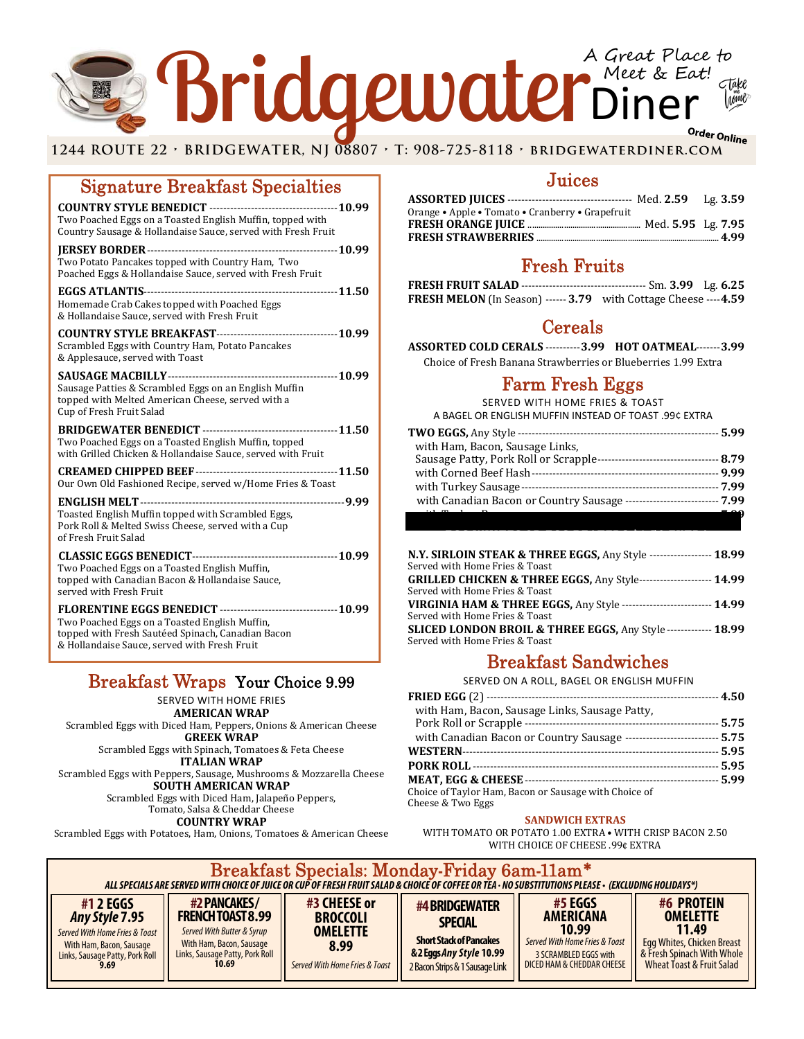# Bridgewater Diner

A Great Place to Meet & Eat!

Order Online

1244 ROUTE 22 · BRIDGEWATER, NJ 08807 · T: 908-725-8118 · BRIDGEWATERDINER.COM

## Signature Breakfast Specialties

**COUNTRY STYLE BENEDICT** — **10.99**
Two Poached Eggs on a Toasted English Muffin, topped with Country Sausage & Hollandaise Sauce, served with Fresh Fruit

**JERSEY BORDER** — **10.99**
Two Potato Pancakes topped with Country Ham, Two Poached Eggs & Hollandaise Sauce, served with Fresh Fruit

**EGGS ATLANTIS** — **11.50**
Homemade Crab Cakes topped with Poached Eggs & Hollandaise Sauce, served with Fresh Fruit

**COUNTRY STYLE BREAKFAST** — **10.99**
Scrambled Eggs with Country Ham, Potato Pancakes & Applesauce, served with Toast

**SAUSAGE MACBILLY** — **10.99**
Sausage Patties & Scrambled Eggs on an English Muffin topped with Melted American Cheese, served with a Cup of Fresh Fruit Salad

**BRIDGEWATER BENEDICT** — **11.50**
Two Poached Eggs on a Toasted English Muffin, topped with Grilled Chicken & Hollandaise Sauce, served with Fruit

**CREAMED CHIPPED BEEF** — **11.50**
Our Own Old Fashioned Recipe, served w/Home Fries & Toast

**ENGLISH MELT** — **9.99**
Toasted English Muffin topped with Scrambled Eggs, Pork Roll & Melted Swiss Cheese, served with a Cup of Fresh Fruit Salad

**CLASSIC EGGS BENEDICT** — **10.99**
Two Poached Eggs on a Toasted English Muffin, topped with Canadian Bacon & Hollandaise Sauce, served with Fresh Fruit

**FLORENTINE EGGS BENEDICT** — **10.99**
Two Poached Eggs on a Toasted English Muffin, topped with Fresh Sautéed Spinach, Canadian Bacon & Hollandaise Sauce, served with Fresh Fruit

## Breakfast Wraps Your Choice 9.99

SERVED WITH HOME FRIES

**AMERICAN WRAP**
Scrambled Eggs with Diced Ham, Peppers, Onions & American Cheese

**GREEK WRAP**
Scrambled Eggs with Spinach, Tomatoes & Feta Cheese

**ITALIAN WRAP**
Scrambled Eggs with Peppers, Sausage, Mushrooms & Mozzarella Cheese

**SOUTH AMERICAN WRAP**
Scrambled Eggs with Diced Ham, Jalapeño Peppers, Tomato, Salsa & Cheddar Cheese

**COUNTRY WRAP**
Scrambled Eggs with Potatoes, Ham, Onions, Tomatoes & American Cheese

## Juices

**ASSORTED JUICES** — Med. **2.59** Lg. **3.59**
Orange • Apple • Tomato • Cranberry • Grapefruit

**FRESH ORANGE JUICE** — Med. **5.95** Lg. **7.95**

**FRESH STRAWBERRIES** — **4.99**

## Fresh Fruits

**FRESH FRUIT SALAD** — Sm. **3.99** Lg. **6.25**

**FRESH MELON** (In Season) — **3.79** with Cottage Cheese — **4.59**

## Cereals

**ASSORTED COLD CERALS** — **3.99** **HOT OATMEAL** — **3.99**

Choice of Fresh Banana Strawberries or Blueberries 1.99 Extra

## Farm Fresh Eggs

SERVED WITH HOME FRIES & TOAST
A BAGEL OR ENGLISH MUFFIN INSTEAD OF TOAST .99¢ EXTRA

**TWO EGGS,** Any Style — **5.99**
with Ham, Bacon, Sausage Links, Sausage Patty, Pork Roll or Scrapple — **8.79**
with Corned Beef Hash — **9.99**
with Turkey Sausage — **7.99**
with Canadian Bacon or Country Sausage — **7.99**

**N.Y. SIRLOIN STEAK & THREE EGGS,** Any Style — **18.99**
Served with Home Fries & Toast

**GRILLED CHICKEN & THREE EGGS,** Any Style — **14.99**
Served with Home Fries & Toast

**VIRGINIA HAM & THREE EGGS,** Any Style — **14.99**
Served with Home Fries & Toast

**SLICED LONDON BROIL & THREE EGGS,** Any Style — **18.99**
Served with Home Fries & Toast

## Breakfast Sandwiches

SERVED ON A ROLL, BAGEL OR ENGLISH MUFFIN

**FRIED EGG** (2) — **4.50**
with Ham, Bacon, Sausage Links, Sausage Patty, Pork Roll or Scrapple — **5.75**
with Canadian Bacon or Country Sausage — **5.75**

**WESTERN** — **5.95**

**PORK ROLL** — **5.95**

**MEAT, EGG & CHEESE** — **5.99**
Choice of Taylor Ham, Bacon or Sausage with Choice of Cheese & Two Eggs

**SANDWICH EXTRAS**
WITH TOMATO OR POTATO 1.00 EXTRA • WITH CRISP BACON 2.50
WITH CHOICE OF CHEESE .99¢ EXTRA

## Breakfast Specials: Monday-Friday 6am-11am*

*ALL SPECIALS ARE SERVED WITH CHOICE OF JUICE OR CUP OF FRESH FRUIT SALAD & CHOICE OF COFFEE OR TEA • NO SUBSTITUTIONS PLEASE • (EXCLUDING HOLIDAYS*)*

**#1 2 EGGS *Any Style* 7.95**
*Served With Home Fries & Toast*
With Ham, Bacon, Sausage Links, Sausage Patty, Pork Roll **9.69**

**#2 PANCAKES/FRENCH TOAST 8.99**
*Served With Butter & Syrup*
With Ham, Bacon, Sausage Links, Sausage Patty, Pork Roll **10.69**

**#3 CHEESE or BROCCOLI OMELETTE 8.99**
*Served With Home Fries & Toast*

**#4 BRIDGEWATER SPECIAL**
**Short Stack of Pancakes & 2 Eggs *Any Style* 10.99**
2 Bacon Strips & 1 Sausage Link

**#5 EGGS AMERICANA 10.99**
*Served With Home Fries & Toast*
3 SCRAMBLED EGGS with DICED HAM & CHEDDAR CHEESE

**#6 PROTEIN OMELETTE 11.49**
Egg Whites, Chicken Breast & Fresh Spinach With Whole Wheat Toast & Fruit Salad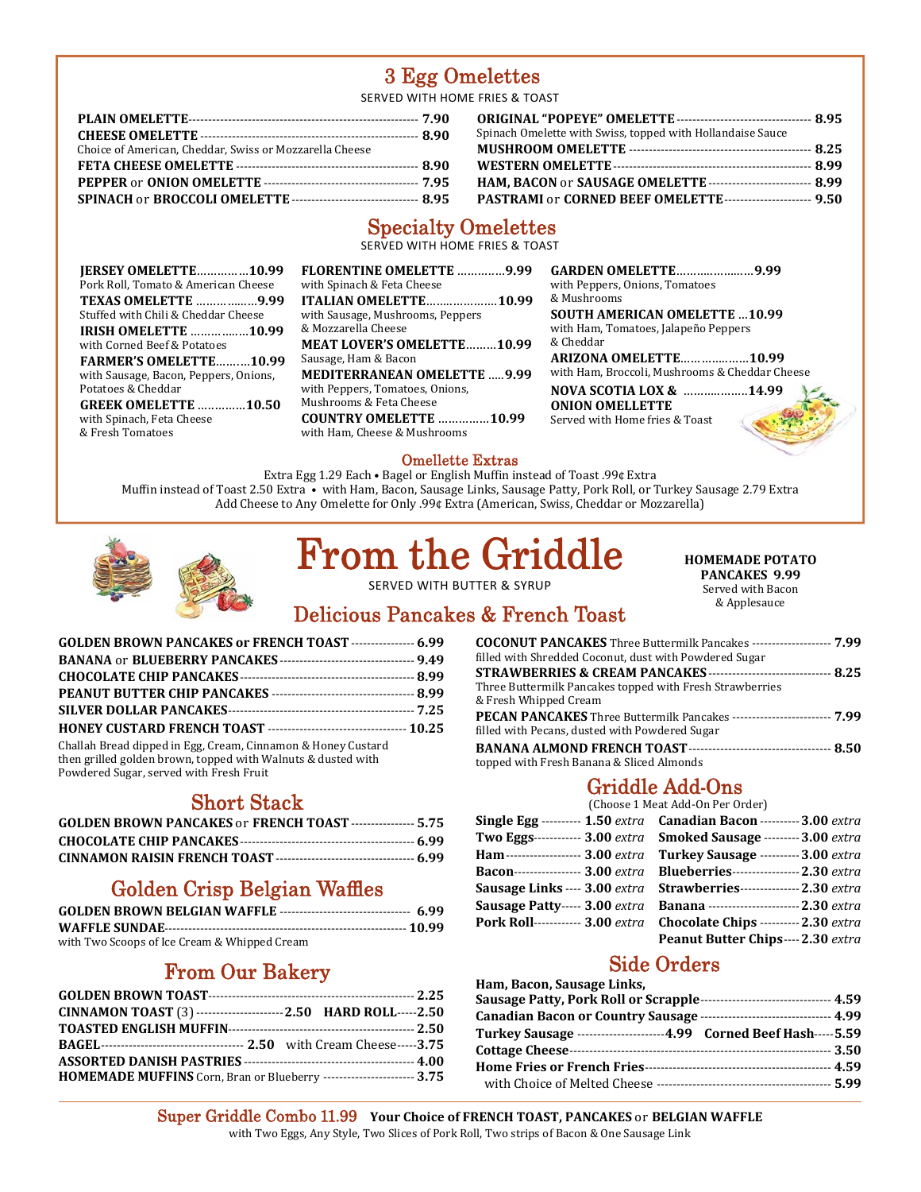## 3 Egg Omelettes

SERVED WITH HOME FRIES & TOAST

**PLAIN OMELETTE** ---- 7.90

**CHEESE OMELETTE** ---- 8.90
Choice of American, Cheddar, Swiss or Mozzarella Cheese

**FETA CHEESE OMELETTE** ---- 8.90

**PEPPER** or **ONION OMELETTE** ---- 7.95

**SPINACH** or **BROCCOLI OMELETTE** ---- 8.95

**ORIGINAL "POPEYE" OMELETTE** ---- 8.95
Spinach Omelette with Swiss, topped with Hollandaise Sauce

**MUSHROOM OMELETTE** ---- 8.25

**WESTERN OMELETTE** ---- 8.99

**HAM, BACON** or **SAUSAGE OMELETTE** ---- 8.99

**PASTRAMI** or **CORNED BEEF OMELETTE** ---- 9.50

## Specialty Omelettes

SERVED WITH HOME FRIES & TOAST

**JERSEY OMELETTE**......10.99
Pork Roll, Tomato & American Cheese

**TEXAS OMELETTE**......9.99
Stuffed with Chili & Cheddar Cheese

**IRISH OMELETTE**......10.99
with Corned Beef & Potatoes

**FARMER'S OMELETTE**......10.99
with Sausage, Bacon, Peppers, Onions, Potatoes & Cheddar

**GREEK OMELETTE**......10.50
with Spinach, Feta Cheese & Fresh Tomatoes

**FLORENTINE OMELETTE**......9.99
with Spinach & Feta Cheese

**ITALIAN OMELETTE**......10.99
with Sausage, Mushrooms, Peppers & Mozzarella Cheese

**MEAT LOVER'S OMELETTE**......10.99
Sausage, Ham & Bacon

**MEDITERRANEAN OMELETTE**......9.99
with Peppers, Tomatoes, Onions, Mushrooms & Feta Cheese

**COUNTRY OMELETTE**......10.99
with Ham, Cheese & Mushrooms

**GARDEN OMELETTE**......9.99
with Peppers, Onions, Tomatoes & Mushrooms

**SOUTH AMERICAN OMELETTE**...10.99
with Ham, Tomatoes, Jalapeño Peppers & Cheddar

**ARIZONA OMELETTE**......10.99
with Ham, Broccoli, Mushrooms & Cheddar Cheese

**NOVA SCOTIA LOX & ONION OMELETTE**......14.99
Served with Home fries & Toast

### Omellette Extras

Extra Egg 1.29 Each • Bagel or English Muffin instead of Toast .99¢ Extra
Muffin instead of Toast 2.50 Extra • with Ham, Bacon, Sausage Links, Sausage Patty, Pork Roll, or Turkey Sausage 2.79 Extra
Add Cheese to Any Omelette for Only .99¢ Extra (American, Swiss, Cheddar or Mozzarella)

# From the Griddle

SERVED WITH BUTTER & SYRUP

**HOMEMADE POTATO PANCAKES 9.99**
Served with Bacon & Applesauce

## Delicious Pancakes & French Toast

**GOLDEN BROWN PANCAKES or FRENCH TOAST** ---- 6.99

**BANANA** or **BLUEBERRY PANCAKES** ---- 9.49

**CHOCOLATE CHIP PANCAKES** ---- 8.99

**PEANUT BUTTER CHIP PANCAKES** ---- 8.99

**SILVER DOLLAR PANCAKES** ---- 7.25

**HONEY CUSTARD FRENCH TOAST** ---- 10.25
Challah Bread dipped in Egg, Cream, Cinnamon & Honey Custard then grilled golden brown, topped with Walnuts & dusted with Powdered Sugar, served with Fresh Fruit

**COCONUT PANCAKES** Three Buttermilk Pancakes ---- 7.99
filled with Shredded Coconut, dust with Powdered Sugar

**STRAWBERRIES & CREAM PANCAKES** ---- 8.25
Three Buttermilk Pancakes topped with Fresh Strawberries & Fresh Whipped Cream

**PECAN PANCAKES** Three Buttermilk Pancakes ---- 7.99
filled with Pecans, dusted with Powdered Sugar

**BANANA ALMOND FRENCH TOAST** ---- 8.50
topped with Fresh Banana & Sliced Almonds

## Short Stack

**GOLDEN BROWN PANCAKES** or **FRENCH TOAST** ---- 5.75

**CHOCOLATE CHIP PANCAKES** ---- 6.99

**CINNAMON RAISIN FRENCH TOAST** ---- 6.99

## Golden Crisp Belgian Waffles

**GOLDEN BROWN BELGIAN WAFFLE** ---- 6.99

**WAFFLE SUNDAE** ---- 10.99
with Two Scoops of Ice Cream & Whipped Cream

## From Our Bakery

**GOLDEN BROWN TOAST** ---- 2.25

**CINNAMON TOAST** (3) ---- 2.50 **HARD ROLL** ---- 2.50

**TOASTED ENGLISH MUFFIN** ---- 2.50

**BAGEL** ---- 2.50 with Cream Cheese ---- 3.75

**ASSORTED DANISH PASTRIES** ---- 4.00

**HOMEMADE MUFFINS** Corn, Bran or Blueberry ---- 3.75

## Griddle Add-Ons

(Choose 1 Meat Add-On Per Order)

**Single Egg** ---- 1.50 *extra*

**Two Eggs** ---- 3.00 *extra*

**Ham** ---- 3.00 *extra*

**Bacon** ---- 3.00 *extra*

**Sausage Links** ---- 3.00 *extra*

**Sausage Patty** ---- 3.00 *extra*

**Pork Roll** ---- 3.00 *extra*

**Canadian Bacon** ---- 3.00 *extra*

**Smoked Sausage** ---- 3.00 *extra*

**Turkey Sausage** ---- 3.00 *extra*

**Blueberries** ---- 2.30 *extra*

**Strawberries** ---- 2.30 *extra*

**Banana** ---- 2.30 *extra*

**Chocolate Chips** ---- 2.30 *extra*

**Peanut Butter Chips** ---- 2.30 *extra*

## Side Orders

**Ham, Bacon, Sausage Links, Sausage Patty, Pork Roll or Scrapple** ---- 4.59

**Canadian Bacon or Country Sausage** ---- 4.99

**Turkey Sausage** ---- 4.99 **Corned Beef Hash** ---- 5.59

**Cottage Cheese** ---- 3.50

**Home Fries or French Fries** ---- 4.59
with Choice of Melted Cheese ---- 5.99

**Super Griddle Combo 11.99** **Your Choice of FRENCH TOAST, PANCAKES** or **BELGIAN WAFFLE**
with Two Eggs, Any Style, Two Slices of Pork Roll, Two strips of Bacon & One Sausage Link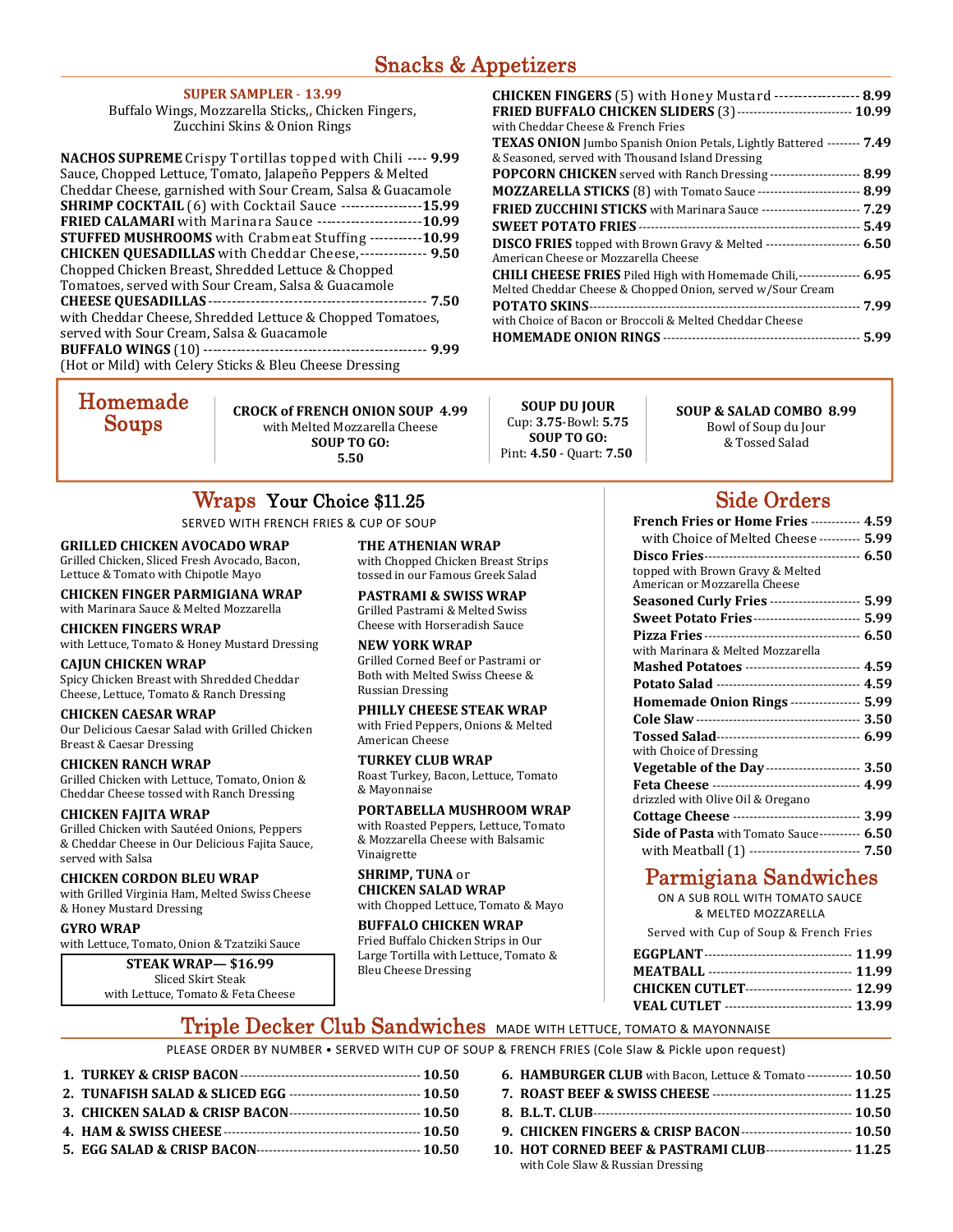# Snacks & Appetizers

**SUPER SAMPLER - 13.99**
Buffalo Wings, Mozzarella Sticks,, Chicken Fingers, Zucchini Skins & Onion Rings

**NACHOS SUPREME** Crispy Tortillas topped with Chili Sauce, Chopped Lettuce, Tomato, Jalapeño Peppers & Melted Cheddar Cheese, garnished with Sour Cream, Salsa & Guacamole ---- **9.99**

**SHRIMP COCKTAIL** (6) with Cocktail Sauce ---- **15.99**

**FRIED CALAMARI** with Marinara Sauce ---- **10.99**

**STUFFED MUSHROOMS** with Crabmeat Stuffing ---- **10.99**

**CHICKEN QUESADILLAS** with Cheddar Cheese, Chopped Chicken Breast, Shredded Lettuce & Chopped Tomatoes, served with Sour Cream, Salsa & Guacamole ---- **9.50**

**CHEESE QUESADILLAS** with Cheddar Cheese, Shredded Lettuce & Chopped Tomatoes, served with Sour Cream, Salsa & Guacamole ---- **7.50**

**BUFFALO WINGS** (10) (Hot or Mild) with Celery Sticks & Bleu Cheese Dressing ---- **9.99**

**CHICKEN FINGERS** (5) with Honey Mustard ---- **8.99**

**FRIED BUFFALO CHICKEN SLIDERS** (3) with Cheddar Cheese & French Fries ---- **10.99**

**TEXAS ONION** Jumbo Spanish Onion Petals, Lightly Battered & Seasoned, served with Thousand Island Dressing ---- **7.49**

**POPCORN CHICKEN** served with Ranch Dressing ---- **8.99**

**MOZZARELLA STICKS** (8) with Tomato Sauce ---- **8.99**

**FRIED ZUCCHINI STICKS** with Marinara Sauce ---- **7.29**

**SWEET POTATO FRIES** ---- **5.49**

**DISCO FRIES** topped with Brown Gravy & Melted American Cheese or Mozzarella Cheese ---- **6.50**

**CHILI CHEESE FRIES** Piled High with Homemade Chili, Melted Cheddar Cheese & Chopped Onion, served w/Sour Cream ---- **6.95**

**POTATO SKINS** with Choice of Bacon or Broccoli & Melted Cheddar Cheese ---- **7.99**

**HOMEMADE ONION RINGS** ---- **5.99**

# Homemade Soups

**CROCK of FRENCH ONION SOUP 4.99**
with Melted Mozzarella Cheese
**SOUP TO GO: 5.50**

**SOUP DU JOUR**
Cup: **3.75**-Bowl: **5.75**
**SOUP TO GO:**
Pint: **4.50** - Quart: **7.50**

**SOUP & SALAD COMBO 8.99**
Bowl of Soup du Jour & Tossed Salad

# Wraps Your Choice $11.25

SERVED WITH FRENCH FRIES & CUP OF SOUP

**GRILLED CHICKEN AVOCADO WRAP**
Grilled Chicken, Sliced Fresh Avocado, Bacon, Lettuce & Tomato with Chipotle Mayo

**CHICKEN FINGER PARMIGIANA WRAP**
with Marinara Sauce & Melted Mozzarella

**CHICKEN FINGERS WRAP**
with Lettuce, Tomato & Honey Mustard Dressing

**CAJUN CHICKEN WRAP**
Spicy Chicken Breast with Shredded Cheddar Cheese, Lettuce, Tomato & Ranch Dressing

**CHICKEN CAESAR WRAP**
Our Delicious Caesar Salad with Grilled Chicken Breast & Caesar Dressing

**CHICKEN RANCH WRAP**
Grilled Chicken with Lettuce, Tomato, Onion & Cheddar Cheese tossed with Ranch Dressing

**CHICKEN FAJITA WRAP**
Grilled Chicken with Sautéed Onions, Peppers & Cheddar Cheese in Our Delicious Fajita Sauce, served with Salsa

**CHICKEN CORDON BLEU WRAP**
with Grilled Virginia Ham, Melted Swiss Cheese & Honey Mustard Dressing

**GYRO WRAP**
with Lettuce, Tomato, Onion & Tzatziki Sauce

**STEAK WRAP— $16.99**
Sliced Skirt Steak with Lettuce, Tomato & Feta Cheese

**THE ATHENIAN WRAP**
with Chopped Chicken Breast Strips tossed in our Famous Greek Salad

**PASTRAMI & SWISS WRAP**
Grilled Pastrami & Melted Swiss Cheese with Horseradish Sauce

**NEW YORK WRAP**
Grilled Corned Beef or Pastrami or Both with Melted Swiss Cheese & Russian Dressing

**PHILLY CHEESE STEAK WRAP**
with Fried Peppers, Onions & Melted American Cheese

**TURKEY CLUB WRAP**
Roast Turkey, Bacon, Lettuce, Tomato & Mayonnaise

**PORTABELLA MUSHROOM WRAP**
with Roasted Peppers, Lettuce, Tomato & Mozzarella Cheese with Balsamic Vinaigrette

**SHRIMP, TUNA** or **CHICKEN SALAD WRAP**
with Chopped Lettuce, Tomato & Mayo

**BUFFALO CHICKEN WRAP**
Fried Buffalo Chicken Strips in Our Large Tortilla with Lettuce, Tomato & Bleu Cheese Dressing

# Side Orders

**French Fries or Home Fries** ---- **4.59**
with Choice of Melted Cheese ---- **5.99**
**Disco Fries** topped with Brown Gravy & Melted American or Mozzarella Cheese ---- **6.50**
**Seasoned Curly Fries** ---- **5.99**
**Sweet Potato Fries** ---- **5.99**
**Pizza Fries** with Marinara & Melted Mozzarella ---- **6.50**
**Mashed Potatoes** ---- **4.59**
**Potato Salad** ---- **4.59**
**Homemade Onion Rings** ---- **5.99**
**Cole Slaw** ---- **3.50**
**Tossed Salad** with Choice of Dressing ---- **6.99**
**Vegetable of the Day** ---- **3.50**
**Feta Cheese** drizzled with Olive Oil & Oregano ---- **4.99**
**Cottage Cheese** ---- **3.99**
**Side of Pasta** with Tomato Sauce ---- **6.50**
with Meatball (1) ---- **7.50**

# Parmigiana Sandwiches

ON A SUB ROLL WITH TOMATO SAUCE & MELTED MOZZARELLA

Served with Cup of Soup & French Fries

**EGGPLANT** ---- **11.99**
**MEATBALL** ---- **11.99**
**CHICKEN CUTLET** ---- **12.99**
**VEAL CUTLET** ---- **13.99**

# Triple Decker Club Sandwiches

MADE WITH LETTUCE, TOMATO & MAYONNAISE

PLEASE ORDER BY NUMBER • SERVED WITH CUP OF SOUP & FRENCH FRIES (Cole Slaw & Pickle upon request)

1. **TURKEY & CRISP BACON** ---- **10.50**
2. **TUNAFISH SALAD & SLICED EGG** ---- **10.50**
3. **CHICKEN SALAD & CRISP BACON** ---- **10.50**
4. **HAM & SWISS CHEESE** ---- **10.50**
5. **EGG SALAD & CRISP BACON** ---- **10.50**
6. **HAMBURGER CLUB** with Bacon, Lettuce & Tomato ---- **10.50**
7. **ROAST BEEF & SWISS CHEESE** ---- **11.25**
8. **B.L.T. CLUB** ---- **10.50**
9. **CHICKEN FINGERS & CRISP BACON** ---- **10.50**
10. **HOT CORNED BEEF & PASTRAMI CLUB** with Cole Slaw & Russian Dressing ---- **11.25**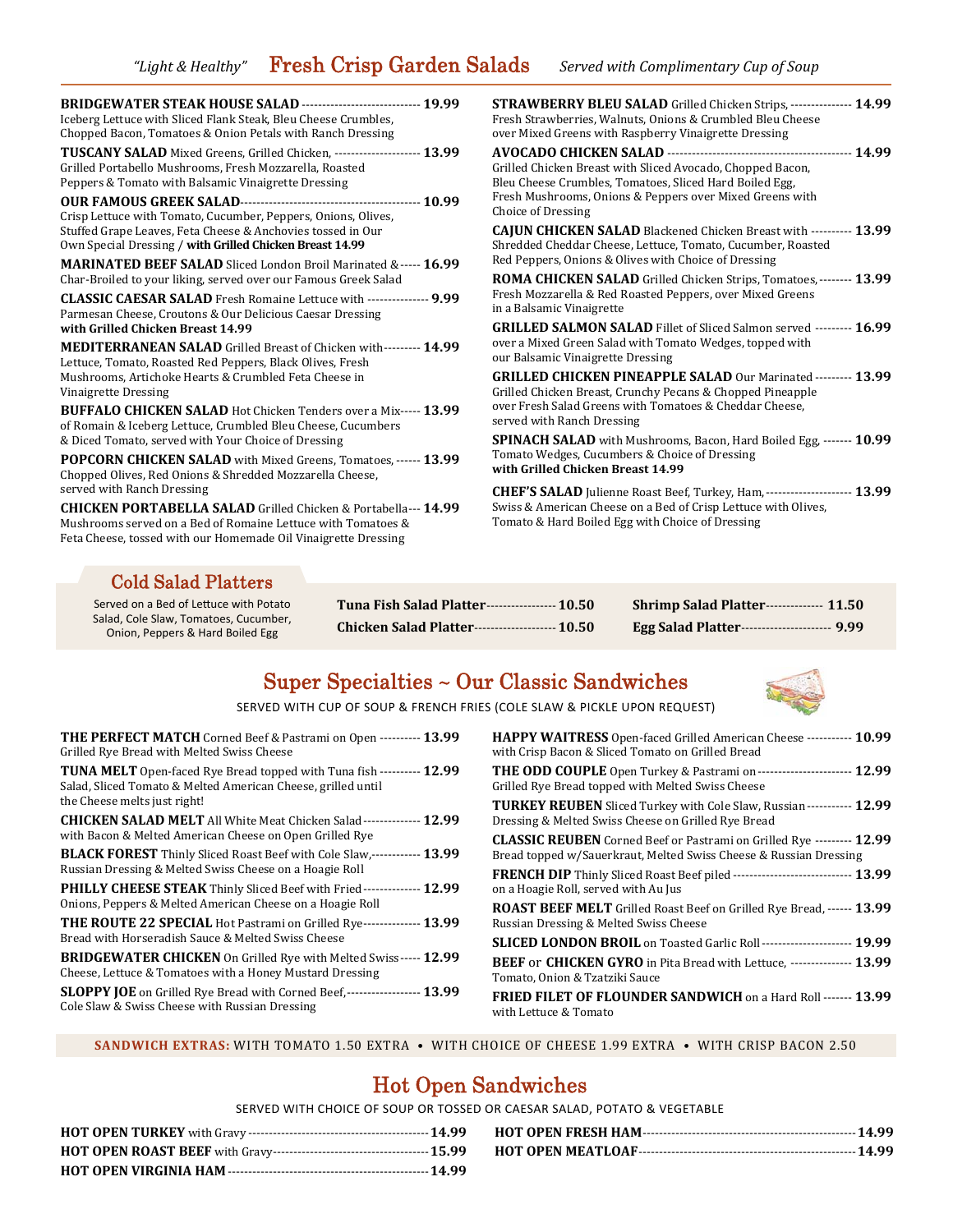## "Light & Healthy" Fresh Crisp Garden Salads *Served with Complimentary Cup of Soup*

**BRIDGEWATER STEAK HOUSE SALAD** ---------------------------- **19.99**
Iceberg Lettuce with Sliced Flank Steak, Bleu Cheese Crumbles, Chopped Bacon, Tomatoes & Onion Petals with Ranch Dressing

**TUSCANY SALAD** Mixed Greens, Grilled Chicken, -------------------- **13.99**
Grilled Portabello Mushrooms, Fresh Mozzarella, Roasted Peppers & Tomato with Balsamic Vinaigrette Dressing

**OUR FAMOUS GREEK SALAD**------------------------------------------ **10.99**
Crisp Lettuce with Tomato, Cucumber, Peppers, Onions, Olives, Stuffed Grape Leaves, Feta Cheese & Anchovies tossed in Our Own Special Dressing / **with Grilled Chicken Breast 14.99**

**MARINATED BEEF SALAD** Sliced London Broil Marinated &----- **16.99**
Char-Broiled to your liking, served over our Famous Greek Salad

**CLASSIC CAESAR SALAD** Fresh Romaine Lettuce with -------------- **9.99**
Parmesan Cheese, Croutons & Our Delicious Caesar Dressing
**with Grilled Chicken Breast 14.99**

**MEDITERRANEAN SALAD** Grilled Breast of Chicken with--------- **14.99**
Lettuce, Tomato, Roasted Red Peppers, Black Olives, Fresh Mushrooms, Artichoke Hearts & Crumbled Feta Cheese in Vinaigrette Dressing

**BUFFALO CHICKEN SALAD** Hot Chicken Tenders over a Mix----- **13.99**
of Romain & Iceberg Lettuce, Crumbled Bleu Cheese, Cucumbers & Diced Tomato, served with Your Choice of Dressing

**POPCORN CHICKEN SALAD** with Mixed Greens, Tomatoes, ------ **13.99**
Chopped Olives, Red Onions & Shredded Mozzarella Cheese, served with Ranch Dressing

**CHICKEN PORTABELLA SALAD** Grilled Chicken & Portabella--- **14.99**
Mushrooms served on a Bed of Romaine Lettuce with Tomatoes & Feta Cheese, tossed with our Homemade Oil Vinaigrette Dressing

**STRAWBERRY BLEU SALAD** Grilled Chicken Strips, --------------- **14.99**
Fresh Strawberries, Walnuts, Onions & Crumbled Bleu Cheese over Mixed Greens with Raspberry Vinaigrette Dressing

**AVOCADO CHICKEN SALAD** ------------------------------------------- **14.99**
Grilled Chicken Breast with Sliced Avocado, Chopped Bacon, Bleu Cheese Crumbles, Tomatoes, Sliced Hard Boiled Egg, Fresh Mushrooms, Onions & Peppers over Mixed Greens with Choice of Dressing

**CAJUN CHICKEN SALAD** Blackened Chicken Breast with ---------- **13.99**
Shredded Cheddar Cheese, Lettuce, Tomato, Cucumber, Roasted Red Peppers, Onions & Olives with Choice of Dressing

**ROMA CHICKEN SALAD** Grilled Chicken Strips, Tomatoes,-------- **13.99**
Fresh Mozzarella & Red Roasted Peppers, over Mixed Greens in a Balsamic Vinaigrette

**GRILLED SALMON SALAD** Fillet of Sliced Salmon served --------- **16.99**
over a Mixed Green Salad with Tomato Wedges, topped with our Balsamic Vinaigrette Dressing

**GRILLED CHICKEN PINEAPPLE SALAD** Our Marinated --------- **13.99**
Grilled Chicken Breast, Crunchy Pecans & Chopped Pineapple over Fresh Salad Greens with Tomatoes & Cheddar Cheese, served with Ranch Dressing

**SPINACH SALAD** with Mushrooms, Bacon, Hard Boiled Egg, ------- **10.99**
Tomato Wedges, Cucumbers & Choice of Dressing
**with Grilled Chicken Breast 14.99**

**CHEF'S SALAD** Julienne Roast Beef, Turkey, Ham,--------------------- **13.99**
Swiss & American Cheese on a Bed of Crisp Lettuce with Olives, Tomato & Hard Boiled Egg with Choice of Dressing

## Cold Salad Platters

Served on a Bed of Lettuce with Potato Salad, Cole Slaw, Tomatoes, Cucumber, Onion, Peppers & Hard Boiled Egg

**Tuna Fish Salad Platter**---------------- **10.50**
**Chicken Salad Platter**-------------------- **10.50**
**Shrimp Salad Platter**------------- **11.50**
**Egg Salad Platter**--------------------- **9.99**

## Super Specialties ~ Our Classic Sandwiches

SERVED WITH CUP OF SOUP & FRENCH FRIES (COLE SLAW & PICKLE UPON REQUEST)

**THE PERFECT MATCH** Corned Beef & Pastrami on Open ---------- **13.99**
Grilled Rye Bread with Melted Swiss Cheese

**TUNA MELT** Open-faced Rye Bread topped with Tuna fish ---------- **12.99**
Salad, Sliced Tomato & Melted American Cheese, grilled until the Cheese melts just right!

**CHICKEN SALAD MELT** All White Meat Chicken Salad------------- **12.99**
with Bacon & Melted American Cheese on Open Grilled Rye

**BLACK FOREST** Thinly Sliced Roast Beef with Cole Slaw,------------ **13.99**
Russian Dressing & Melted Swiss Cheese on a Hoagie Roll

**PHILLY CHEESE STEAK** Thinly Sliced Beef with Fried------------- **12.99**
Onions, Peppers & Melted American Cheese on a Hoagie Roll

**THE ROUTE 22 SPECIAL** Hot Pastrami on Grilled Rye------------- **13.99**
Bread with Horseradish Sauce & Melted Swiss Cheese

**BRIDGEWATER CHICKEN** On Grilled Rye with Melted Swiss----- **12.99**
Cheese, Lettuce & Tomatoes with a Honey Mustard Dressing

**SLOPPY JOE** on Grilled Rye Bread with Corned Beef,----------------- **13.99**
Cole Slaw & Swiss Cheese with Russian Dressing

**HAPPY WAITRESS** Open-faced Grilled American Cheese ----------- **10.99**
with Crisp Bacon & Sliced Tomato on Grilled Bread

**THE ODD COUPLE** Open Turkey & Pastrami on---------------------- **12.99**
Grilled Rye Bread topped with Melted Swiss Cheese

**TURKEY REUBEN** Sliced Turkey with Cole Slaw, Russian----------- **12.99**
Dressing & Melted Swiss Cheese on Grilled Rye Bread

**CLASSIC REUBEN** Corned Beef or Pastrami on Grilled Rye --------- **12.99**
Bread topped w/Sauerkraut, Melted Swiss Cheese & Russian Dressing

**FRENCH DIP** Thinly Sliced Roast Beef piled ---------------------------- **13.99**
on a Hoagie Roll, served with Au Jus

**ROAST BEEF MELT** Grilled Roast Beef on Grilled Rye Bread, ------ **13.99**
Russian Dressing & Melted Swiss Cheese

**SLICED LONDON BROIL** on Toasted Garlic Roll--------------------- **19.99**

**BEEF or CHICKEN GYRO** in Pita Bread with Lettuce, --------------- **13.99**
Tomato, Onion & Tzatziki Sauce

**FRIED FILET OF FLOUNDER SANDWICH** on a Hard Roll ------- **13.99**
with Lettuce & Tomato

**SANDWICH EXTRAS:** WITH TOMATO 1.50 EXTRA • WITH CHOICE OF CHEESE 1.99 EXTRA • WITH CRISP BACON 2.50

## Hot Open Sandwiches

SERVED WITH CHOICE OF SOUP OR TOSSED OR CAESAR SALAD, POTATO & VEGETABLE

**HOT OPEN TURKEY** with Gravy ------------------------------------------- **14.99**
**HOT OPEN ROAST BEEF** with Gravy------------------------------------ **15.99**
**HOT OPEN VIRGINIA HAM** ----------------------------------------------- **14.99**
**HOT OPEN FRESH HAM**---------------------------------------------------- **14.99**
**HOT OPEN MEATLOAF**----------------------------------------------------- **14.99**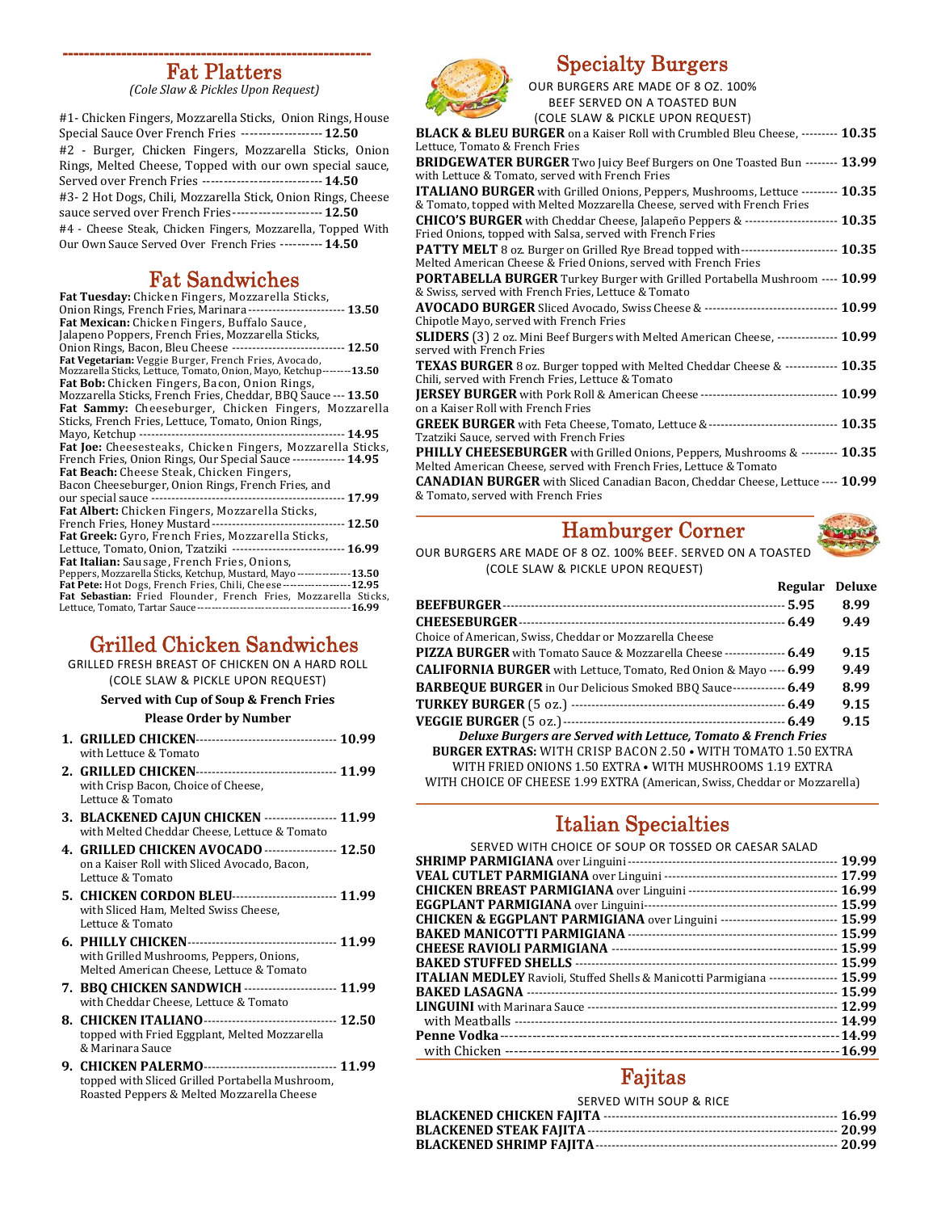## Fat Platters

*(Cole Slaw & Pickles Upon Request)*

#1- Chicken Fingers, Mozzarella Sticks, Onion Rings, House Special Sauce Over French Fries ------------------- **12.50**

#2 - Burger, Chicken Fingers, Mozzarella Sticks, Onion Rings, Melted Cheese, Topped with our own special sauce, Served over French Fries ---------------------------- **14.50**

#3- 2 Hot Dogs, Chili, Mozzarella Stick, Onion Rings, Cheese sauce served over French Fries--------------------- **12.50**

#4 - Cheese Steak, Chicken Fingers, Mozzarella, Topped With Our Own Sauce Served Over French Fries ---------- **14.50**

## Fat Sandwiches

**Fat Tuesday:** Chicken Fingers, Mozzarella Sticks, Onion Rings, French Fries, Marinara------------------------ **13.50**

**Fat Mexican:** Chicken Fingers, Buffalo Sauce, Jalapeno Poppers, French Fries, Mozzarella Sticks, Onion Rings, Bacon, Bleu Cheese ---------------------------- **12.50**

**Fat Vegetarian:** Veggie Burger, French Fries, Avocado, Mozzarella Sticks, Lettuce, Tomato, Onion, Mayo, Ketchup--------**13.50**

**Fat Bob:** Chicken Fingers, Bacon, Onion Rings, Mozzarella Sticks, French Fries, Cheddar, BBQ Sauce --- **13.50**

**Fat Sammy:** Cheeseburger, Chicken Fingers, Mozzarella Sticks, French Fries, Lettuce, Tomato, Onion Rings, Mayo, Ketchup -------------------------------------------------- **14.95**

**Fat Joe:** Cheesesteaks, Chicken Fingers, Mozzarella Sticks, French Fries, Onion Rings, Our Special Sauce ------------- **14.95**

**Fat Beach:** Cheese Steak, Chicken Fingers, Bacon Cheeseburger, Onion Rings, French Fries, and our special sauce ----------------------------------------------- **17.99**

**Fat Albert:** Chicken Fingers, Mozzarella Sticks, French Fries, Honey Mustard--------------------------------- **12.50**

**Fat Greek:** Gyro, French Fries, Mozzarella Sticks, Lettuce, Tomato, Onion, Tzatziki --------------------------- **16.99**

**Fat Italian:** Sausage, French Fries, Onions, Peppers, Mozzarella Sticks, Ketchup, Mustard, Mayo--------------**13.50**

**Fat Pete:** Hot Dogs, French Fries, Chili, Cheese------------------**12.95**

**Fat Sebastian:** Fried Flounder, French Fries, Mozzarella Sticks, Lettuce, Tomato, Tartar Sauce------------------------------------------**16.99**

## Grilled Chicken Sandwiches

GRILLED FRESH BREAST OF CHICKEN ON A HARD ROLL (COLE SLAW & PICKLE UPON REQUEST)

**Served with Cup of Soup & French Fries**

**Please Order by Number**

1. **GRILLED CHICKEN**--------------------------------- **10.99**
   with Lettuce & Tomato
2. **GRILLED CHICKEN**--------------------------------- **11.99**
   with Crisp Bacon, Choice of Cheese, Lettuce & Tomato
3. **BLACKENED CAJUN CHICKEN** ----------------- **11.99**
   with Melted Cheddar Cheese, Lettuce & Tomato
4. **GRILLED CHICKEN AVOCADO** ----------------- **12.50**
   on a Kaiser Roll with Sliced Avocado, Bacon, Lettuce & Tomato
5. **CHICKEN CORDON BLEU**------------------------ **11.99**
   with Sliced Ham, Melted Swiss Cheese, Lettuce & Tomato
6. **PHILLY CHICKEN**----------------------------------- **11.99**
   with Grilled Mushrooms, Peppers, Onions, Melted American Cheese, Lettuce & Tomato
7. **BBQ CHICKEN SANDWICH** ---------------------- **11.99**
   with Cheddar Cheese, Lettuce & Tomato
8. **CHICKEN ITALIANO**------------------------------- **12.50**
   topped with Fried Eggplant, Melted Mozzarella & Marinara Sauce
9. **CHICKEN PALERMO**------------------------------- **11.99**
   topped with Sliced Grilled Portabella Mushroom, Roasted Peppers & Melted Mozzarella Cheese

## Specialty Burgers

OUR BURGERS ARE MADE OF 8 OZ. 100% BEEF SERVED ON A TOASTED BUN (COLE SLAW & PICKLE UPON REQUEST)

**BLACK & BLEU BURGER** on a Kaiser Roll with Crumbled Bleu Cheese, Lettuce, Tomato & French Fries --------- **10.35**

**BRIDGEWATER BURGER** Two Juicy Beef Burgers on One Toasted Bun with Lettuce & Tomato, served with French Fries -------- **13.99**

**ITALIANO BURGER** with Grilled Onions, Peppers, Mushrooms, Lettuce & Tomato, topped with Melted Mozzarella Cheese, served with French Fries --------- **10.35**

**CHICO'S BURGER** with Cheddar Cheese, Jalapeño Peppers & Fried Onions, topped with Salsa, served with French Fries ---------------------- **10.35**

**PATTY MELT** 8 oz. Burger on Grilled Rye Bread topped with Melted American Cheese & Fried Onions, served with French Fries ----------------------- **10.35**

**PORTABELLA BURGER** Turkey Burger with Grilled Portabella Mushroom & Swiss, served with French Fries, Lettuce & Tomato ---- **10.99**

**AVOCADO BURGER** Sliced Avocado, Swiss Cheese & Chipotle Mayo, served with French Fries -------------------------------- **10.99**

**SLIDERS** (3) 2 oz. Mini Beef Burgers with Melted American Cheese, served with French Fries -------------- **10.99**

**TEXAS BURGER** 8 oz. Burger topped with Melted Cheddar Cheese & Chili, served with French Fries, Lettuce & Tomato ------------ **10.35**

**JERSEY BURGER** with Pork Roll & American Cheese on a Kaiser Roll with French Fries --------------------------------- **10.99**

**GREEK BURGER** with Feta Cheese, Tomato, Lettuce & Tzatziki Sauce, served with French Fries ------------------------------- **10.35**

**PHILLY CHEESEBURGER** with Grilled Onions, Peppers, Mushrooms & Melted American Cheese, served with French Fries, Lettuce & Tomato --------- **10.35**

**CANADIAN BURGER** with Sliced Canadian Bacon, Cheddar Cheese, Lettuce & Tomato, served with French Fries ---- **10.99**

## Hamburger Corner

OUR BURGERS ARE MADE OF 8 OZ. 100% BEEF. SERVED ON A TOASTED (COLE SLAW & PICKLE UPON REQUEST)

| | Regular | Deluxe |
|---|---|---|
| **BEEFBURGER** | 5.95 | 8.99 |
| **CHEESEBURGER** (Choice of American, Swiss, Cheddar or Mozzarella Cheese) | 6.49 | 9.49 |
| **PIZZA BURGER** with Tomato Sauce & Mozzarella Cheese | 6.49 | 9.15 |
| **CALIFORNIA BURGER** with Lettuce, Tomato, Red Onion & Mayo | 6.99 | 9.49 |
| **BARBEQUE BURGER** in Our Delicious Smoked BBQ Sauce | 6.49 | 8.99 |
| **TURKEY BURGER** (5 oz.) | 6.49 | 9.15 |
| **VEGGIE BURGER** (5 oz.) | 6.49 | 9.15 |

***Deluxe Burgers are Served with Lettuce, Tomato & French Fries***

**BURGER EXTRAS:** WITH CRISP BACON 2.50 • WITH TOMATO 1.50 EXTRA
WITH FRIED ONIONS 1.50 EXTRA • WITH MUSHROOMS 1.19 EXTRA
WITH CHOICE OF CHEESE 1.99 EXTRA (American, Swiss, Cheddar or Mozzarella)

## Italian Specialties

SERVED WITH CHOICE OF SOUP OR TOSSED OR CAESAR SALAD

**SHRIMP PARMIGIANA** over Linguini ------------------------------------------ **19.99**

**VEAL CUTLET PARMIGIANA** over Linguini ----------------------------------- **17.99**

**CHICKEN BREAST PARMIGIANA** over Linguini ------------------------------ **16.99**

**EGGPLANT PARMIGIANA** over Linguini--------------------------------------- **15.99**

**CHICKEN & EGGPLANT PARMIGIANA** over Linguini ------------------------ **15.99**

**BAKED MANICOTTI PARMIGIANA** ---------------------------------------------- **15.99**

**CHEESE RAVIOLI PARMIGIANA** ----------------------------------------------- **15.99**

**BAKED STUFFED SHELLS** ----------------------------------------------------- **15.99**

**ITALIAN MEDLEY** Ravioli, Stuffed Shells & Manicotti Parmigiana ---------------- **15.99**

**BAKED LASAGNA** ------------------------------------------------------------ **15.99**

**LINGUINI** with Marinara Sauce ---------------------------------------------- **12.99**

with Meatballs ------------------------------------------------------------- **14.99**

**Penne Vodka**---------------------------------------------------------------- **14.99**

with Chicken --------------------------------------------------------------- **16.99**

## Fajitas

SERVED WITH SOUP & RICE

**BLACKENED CHICKEN FAJITA** ---------------------------------------------- **16.99**

**BLACKENED STEAK FAJITA**------------------------------------------------- **20.99**

**BLACKENED SHRIMP FAJITA**----------------------------------------------- **20.99**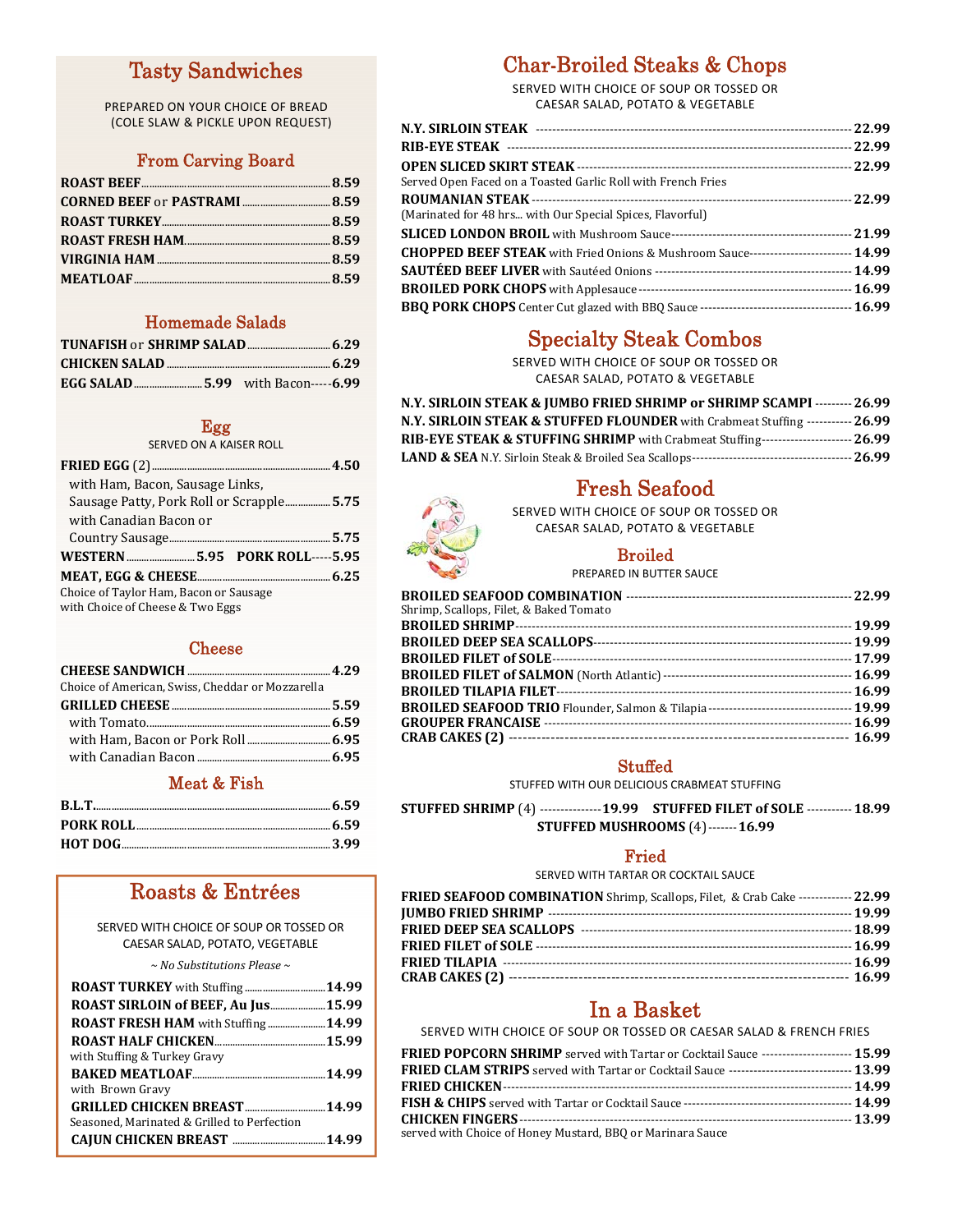## Tasty Sandwiches

PREPARED ON YOUR CHOICE OF BREAD
(COLE SLAW & PICKLE UPON REQUEST)

### From Carving Board

| Item | Price |
|---|---|
| **ROAST BEEF** | 8.59 |
| **CORNED BEEF** or **PASTRAMI** | 8.59 |
| **ROAST TURKEY** | 8.59 |
| **ROAST FRESH HAM** | 8.59 |
| **VIRGINIA HAM** | 8.59 |
| **MEATLOAF** | 8.59 |

### Homemade Salads

| Item | Price |
|---|---|
| **TUNAFISH** or **SHRIMP SALAD** | 6.29 |
| **CHICKEN SALAD** | 6.29 |
| **EGG SALAD** | 5.99 with Bacon **6.99** |

### Egg

SERVED ON A KAISER ROLL

| Item | Price |
|---|---|
| **FRIED EGG** (2) | 4.50 |
| with Ham, Bacon, Sausage Links, Sausage Patty, Pork Roll or Scrapple | 5.75 |
| with Canadian Bacon or Country Sausage | 5.75 |
| **WESTERN** | 5.95 |
| **PORK ROLL** | 5.95 |
| **MEAT, EGG & CHEESE** | 6.25 |

Choice of Taylor Ham, Bacon or Sausage with Choice of Cheese & Two Eggs

### Cheese

| Item | Price |
|---|---|
| **CHEESE SANDWICH** | 4.29 |

Choice of American, Swiss, Cheddar or Mozzarella

| Item | Price |
|---|---|
| **GRILLED CHEESE** | 5.59 |
| with Tomato | 6.59 |
| with Ham, Bacon or Pork Roll | 6.95 |
| with Canadian Bacon | 6.95 |

### Meat & Fish

| Item | Price |
|---|---|
| **B.L.T.** | 6.59 |
| **PORK ROLL** | 6.59 |
| **HOT DOG** | 3.99 |

## Roasts & Entrées

SERVED WITH CHOICE OF SOUP OR TOSSED OR CAESAR SALAD, POTATO, VEGETABLE

*~ No Substitutions Please ~*

| Item | Price |
|---|---|
| **ROAST TURKEY** with Stuffing | 14.99 |
| **ROAST SIRLOIN of BEEF, Au Jus** | 15.99 |
| **ROAST FRESH HAM** with Stuffing | 14.99 |
| **ROAST HALF CHICKEN** with Stuffing & Turkey Gravy | 15.99 |
| **BAKED MEATLOAF** with Brown Gravy | 14.99 |
| **GRILLED CHICKEN BREAST** Seasoned, Marinated & Grilled to Perfection | 14.99 |
| **CAJUN CHICKEN BREAST** | 14.99 |

## Char-Broiled Steaks & Chops

SERVED WITH CHOICE OF SOUP OR TOSSED OR CAESAR SALAD, POTATO & VEGETABLE

| Item | Price |
|---|---|
| **N.Y. SIRLOIN STEAK** | 22.99 |
| **RIB-EYE STEAK** | 22.99 |
| **OPEN SLICED SKIRT STEAK** Served Open Faced on a Toasted Garlic Roll with French Fries | 22.99 |
| **ROUMANIAN STEAK** (Marinated for 48 hrs... with Our Special Spices, Flavorful) | 22.99 |
| **SLICED LONDON BROIL** with Mushroom Sauce | 21.99 |
| **CHOPPED BEEF STEAK** with Fried Onions & Mushroom Sauce | 14.99 |
| **SAUTÉED BEEF LIVER** with Sautéed Onions | 14.99 |
| **BROILED PORK CHOPS** with Applesauce | 16.99 |
| **BBQ PORK CHOPS** Center Cut glazed with BBQ Sauce | 16.99 |

## Specialty Steak Combos

SERVED WITH CHOICE OF SOUP OR TOSSED OR CAESAR SALAD, POTATO & VEGETABLE

| Item | Price |
|---|---|
| **N.Y. SIRLOIN STEAK & JUMBO FRIED SHRIMP or SHRIMP SCAMPI** | 26.99 |
| **N.Y. SIRLOIN STEAK & STUFFED FLOUNDER** with Crabmeat Stuffing | 26.99 |
| **RIB-EYE STEAK & STUFFING SHRIMP** with Crabmeat Stuffing | 26.99 |
| **LAND & SEA** N.Y. Sirloin Steak & Broiled Sea Scallops | 26.99 |

## Fresh Seafood

SERVED WITH CHOICE OF SOUP OR TOSSED OR CAESAR SALAD, POTATO & VEGETABLE

### Broiled

PREPARED IN BUTTER SAUCE

| Item | Price |
|---|---|
| **BROILED SEAFOOD COMBINATION** Shrimp, Scallops, Filet, & Baked Tomato | 22.99 |
| **BROILED SHRIMP** | 19.99 |
| **BROILED DEEP SEA SCALLOPS** | 19.99 |
| **BROILED FILET of SOLE** | 17.99 |
| **BROILED FILET of SALMON** (North Atlantic) | 16.99 |
| **BROILED TILAPIA FILET** | 16.99 |
| **BROILED SEAFOOD TRIO** Flounder, Salmon & Tilapia | 19.99 |
| **GROUPER FRANCAISE** | 16.99 |
| **CRAB CAKES (2)** | 16.99 |

### Stuffed

STUFFED WITH OUR DELICIOUS CRABMEAT STUFFING

| Item | Price |
|---|---|
| **STUFFED SHRIMP** (4) | 19.99 |
| **STUFFED FILET of SOLE** | 18.99 |
| **STUFFED MUSHROOMS** (4) | 16.99 |

### Fried

SERVED WITH TARTAR OR COCKTAIL SAUCE

| Item | Price |
|---|---|
| **FRIED SEAFOOD COMBINATION** Shrimp, Scallops, Filet, & Crab Cake | 22.99 |
| **JUMBO FRIED SHRIMP** | 19.99 |
| **FRIED DEEP SEA SCALLOPS** | 18.99 |
| **FRIED FILET of SOLE** | 16.99 |
| **FRIED TILAPIA** | 16.99 |
| **CRAB CAKES (2)** | 16.99 |

## In a Basket

SERVED WITH CHOICE OF SOUP OR TOSSED OR CAESAR SALAD & FRENCH FRIES

| Item | Price |
|---|---|
| **FRIED POPCORN SHRIMP** served with Tartar or Cocktail Sauce | 15.99 |
| **FRIED CLAM STRIPS** served with Tartar or Cocktail Sauce | 13.99 |
| **FRIED CHICKEN** | 14.99 |
| **FISH & CHIPS** served with Tartar or Cocktail Sauce | 14.99 |
| **CHICKEN FINGERS** served with Choice of Honey Mustard, BBQ or Marinara Sauce | 13.99 |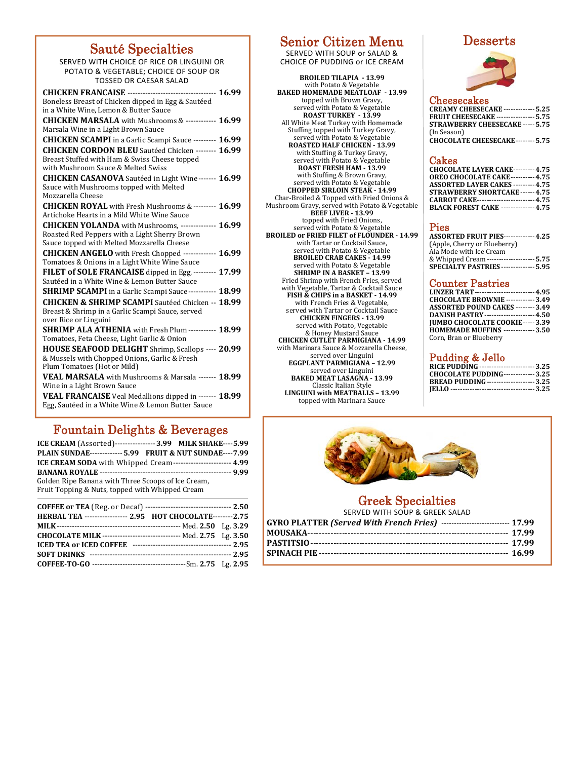## Sauté Specialties

SERVED WITH CHOICE OF RICE OR LINGUINI OR POTATO & VEGETABLE; CHOICE OF SOUP OR TOSSED OR CAESAR SALAD

**CHICKEN FRANCAISE** ---------- **16.99**
Boneless Breast of Chicken dipped in Egg & Sautéed in a White Wine, Lemon & Butter Sauce

**CHICKEN MARSALA** with Mushrooms & Marsala Wine in a Light Brown Sauce ---------- **16.99**

**CHICKEN SCAMPI** in a Garlic Scampi Sauce ---------- **16.99**

**CHICKEN CORDON BLEU** Sautéed Chicken Breast Stuffed with Ham & Swiss Cheese topped with Mushroom Sauce & Melted Swiss ---------- **16.99**

**CHICKEN CASANOVA** Sautéed in Light Wine Sauce with Mushrooms topped with Melted Mozzarella Cheese ---------- **16.99**

**CHICKEN ROYAL** with Fresh Mushrooms & Artichoke Hearts in a Mild White Wine Sauce ---------- **16.99**

**CHICKEN YOLANDA** with Mushrooms, Roasted Red Peppers with a Light Sherry Brown Sauce topped with Melted Mozzarella Cheese ---------- **16.99**

**CHICKEN ANGELO** with Fresh Chopped Tomatoes & Onions in a Light White Wine Sauce ---------- **16.99**

**FILET of SOLE FRANCAISE** dipped in Egg, Sautéed in a White Wine & Lemon Butter Sauce ---------- **17.99**

**SHRIMP SCAMPI** in a Garlic Scampi Sauce ---------- **18.99**

**CHICKEN & SHRIMP SCAMPI** Sautéed Chicken Breast & Shrimp in a Garlic Scampi Sauce, served over Rice or Linguini ---------- **18.99**

**SHRIMP ALA ATHENIA** with Fresh Plum Tomatoes, Feta Cheese, Light Garlic & Onion ---------- **18.99**

**HOUSE SEAFOOD DELIGHT** Shrimp, Scallops & Mussels with Chopped Onions, Garlic & Fresh Plum Tomatoes (Hot or Mild) ---------- **20.99**

**VEAL MARSALA** with Mushrooms & Marsala Wine in a Light Brown Sauce ---------- **18.99**

**VEAL FRANCAISE** Veal Medallions dipped in Egg, Sautéed in a White Wine & Lemon Butter Sauce ---------- **18.99**

## Fountain Delights & Beverages

**ICE CREAM** (Assorted) ---------- **3.99**
**MILK SHAKE** ---------- **5.99**
**PLAIN SUNDAE** ---------- **5.99**
**FRUIT & NUT SUNDAE** ---------- **7.99**
**ICE CREAM SODA** with Whipped Cream ---------- **4.99**
**BANANA ROYALE** ---------- **9.99**
Golden Ripe Banana with Three Scoops of Ice Cream, Fruit Topping & Nuts, topped with Whipped Cream

**COFFEE or TEA** (Reg. or Decaf) ---------- **2.50**
**HERBAL TEA** ---------- **2.95**
**HOT CHOCOLATE** ---------- **2.75**
**MILK** ---------- Med. **2.50** Lg. **3.29**
**CHOCOLATE MILK** ---------- Med. **2.75** Lg. **3.50**
**ICED TEA or ICED COFFEE** ---------- **2.95**
**SOFT DRINKS** ---------- **2.95**
**COFFEE-TO-GO** ---------- Sm. **2.75** Lg. **2.95**

## Senior Citizen Menu

SERVED WITH SOUP or SALAD & CHOICE OF PUDDING or ICE CREAM

**BROILED TILAPIA - 13.99**
with Potato & Vegetable

**BAKED HOMEMADE MEATLOAF - 13.99**
topped with Brown Gravy, served with Potato & Vegetable

**ROAST TURKEY - 13.99**
All White Meat Turkey with Homemade Stuffing topped with Turkey Gravy, served with Potato & Vegetable

**ROASTED HALF CHICKEN - 13.99**
with Stuffing & Turkey Gravy, served with Potato & Vegetable

**ROAST FRESH HAM - 13.99**
with Stuffing & Brown Gravy, served with Potato & Vegetable

**CHOPPED SIRLOIN STEAK - 14.99**
Char-Broiled & Topped with Fried Onions & Mushroom Gravy, served with Potato & Vegetable

**BEEF LIVER - 13.99**
topped with Fried Onions, served with Potato & Vegetable

**BROILED or FRIED FILET of FLOUNDER - 14.99**
with Tartar or Cocktail Sauce, served with Potato & Vegetable

**BROILED CRAB CAKES - 14.99**
served with Potato & Vegetable

**SHRIMP IN A BASKET – 13.99**
Fried Shrimp with French Fries, served with Vegetable, Tartar & Cocktail Sauce

**FISH & CHIPS in a BASKET - 14.99**
with French Fries & Vegetable, served with Tartar or Cocktail Sauce

**CHICKEN FINGERS - 13.99**
served with Potato, Vegetable & Honey Mustard Sauce

**CHICKEN CUTLET PARMIGIANA - 14.99**
with Marinara Sauce & Mozzarella Cheese, served over Linguini

**EGGPLANT PARMIGIANA – 12.99**
served over Linguini

**BAKED MEAT LASAGNA - 13.99**
Classic Italian Style

**LINGUINI with MEATBALLS – 13.99**
topped with Marinara Sauce

## Desserts

### Cheesecakes

**CREAMY CHEESECAKE** ---------- **5.25**
**FRUIT CHEESECAKE** ---------- **5.75**
**STRAWBERRY CHEESECAKE** ---------- **5.75**
(In Season)
**CHOCOLATE CHEESECAKE** ---------- **5.75**

### Cakes

**CHOCOLATE LAYER CAKE** ---------- **4.75**
**OREO CHOCOLATE CAKE** ---------- **4.75**
**ASSORTED LAYER CAKES** ---------- **4.75**
**STRAWBERRY SHORTCAKE** ---------- **4.75**
**CARROT CAKE** ---------- **4.75**
**BLACK FOREST CAKE** ---------- **4.75**

### Pies

**ASSORTED FRUIT PIES** ---------- **4.25**
(Apple, Cherry or Blueberry)
Ala Mode with Ice Cream & Whipped Cream ---------- **5.75**
**SPECIALTY PASTRIES** ---------- **5.95**

### Counter Pastries

**LINZER TART** ---------- **4.95**
**CHOCOLATE BROWNIE** ---------- **3.49**
**ASSORTED POUND CAKES** ---------- **3.49**
**DANISH PASTRY** ---------- **4.50**
**JUMBO CHOCOLATE COOKIE** ---------- **3.39**
**HOMEMADE MUFFINS** ---------- **3.50**
Corn, Bran or Blueberry

### Pudding & Jello

**RICE PUDDING** ---------- **3.25**
**CHOCOLATE PUDDING** ---------- **3.25**
**BREAD PUDDING** ---------- **3.25**
**JELLO** ---------- **3.25**

## Greek Specialties

SERVED WITH SOUP & GREEK SALAD

**GYRO PLATTER** ***(Served With French Fries)*** ---------- **17.99**
**MOUSAKA** ---------- **17.99**
**PASTITSIO** ---------- **17.99**
**SPINACH PIE** ---------- **16.99**